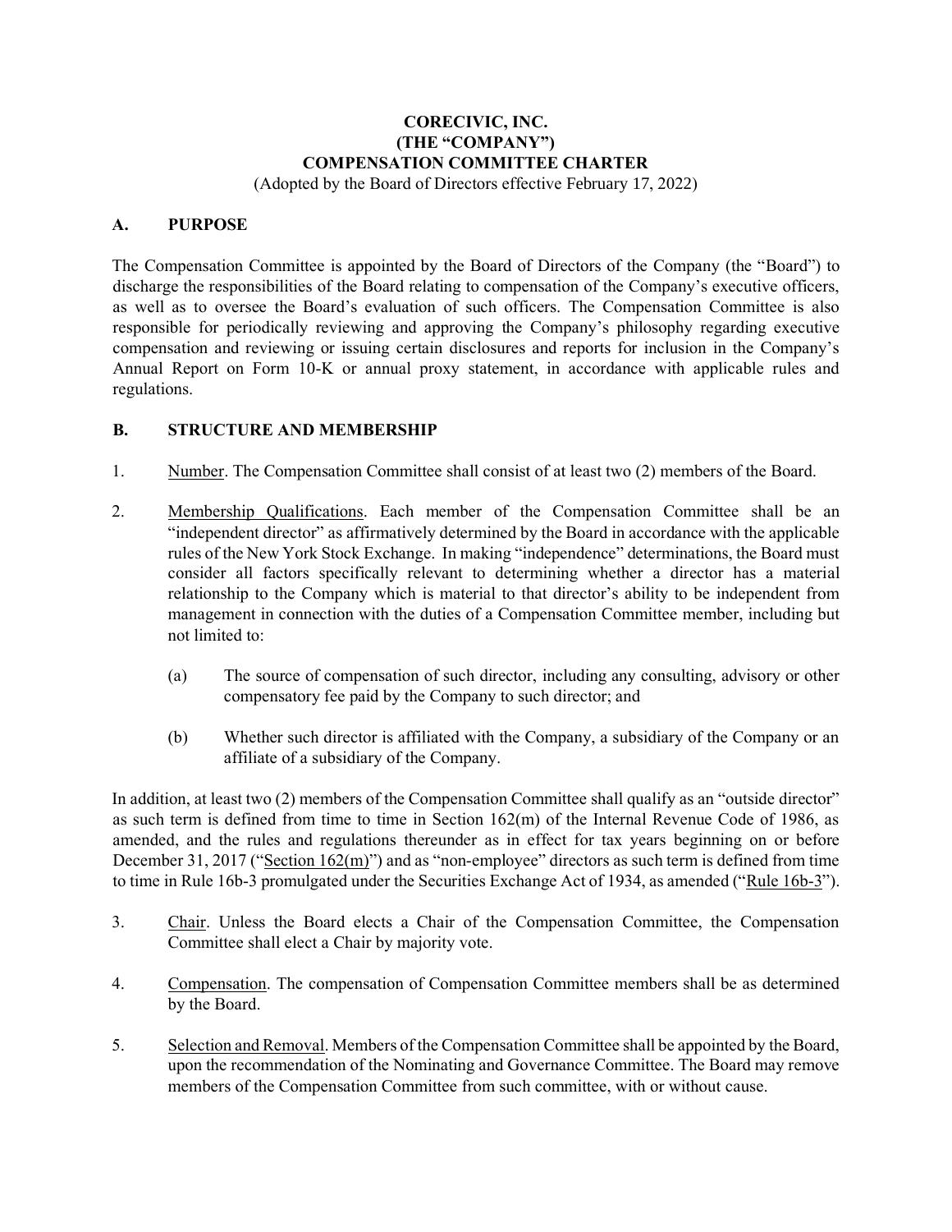# CORECIVIC, INC.
# (THE "COMPANY")
# COMPENSATION COMMITTEE CHARTER

(Adopted by the Board of Directors effective February 17, 2022)

## A. PURPOSE

The Compensation Committee is appointed by the Board of Directors of the Company (the "Board") to discharge the responsibilities of the Board relating to compensation of the Company's executive officers, as well as to oversee the Board's evaluation of such officers. The Compensation Committee is also responsible for periodically reviewing and approving the Company's philosophy regarding executive compensation and reviewing or issuing certain disclosures and reports for inclusion in the Company's Annual Report on Form 10-K or annual proxy statement, in accordance with applicable rules and regulations.

## B. STRUCTURE AND MEMBERSHIP

1. Number. The Compensation Committee shall consist of at least two (2) members of the Board.

2. Membership Qualifications. Each member of the Compensation Committee shall be an "independent director" as affirmatively determined by the Board in accordance with the applicable rules of the New York Stock Exchange. In making "independence" determinations, the Board must consider all factors specifically relevant to determining whether a director has a material relationship to the Company which is material to that director's ability to be independent from management in connection with the duties of a Compensation Committee member, including but not limited to:

   (a) The source of compensation of such director, including any consulting, advisory or other compensatory fee paid by the Company to such director; and

   (b) Whether such director is affiliated with the Company, a subsidiary of the Company or an affiliate of a subsidiary of the Company.

In addition, at least two (2) members of the Compensation Committee shall qualify as an "outside director" as such term is defined from time to time in Section 162(m) of the Internal Revenue Code of 1986, as amended, and the rules and regulations thereunder as in effect for tax years beginning on or before December 31, 2017 ("Section 162(m)") and as "non-employee" directors as such term is defined from time to time in Rule 16b-3 promulgated under the Securities Exchange Act of 1934, as amended ("Rule 16b-3").

3. Chair. Unless the Board elects a Chair of the Compensation Committee, the Compensation Committee shall elect a Chair by majority vote.

4. Compensation. The compensation of Compensation Committee members shall be as determined by the Board.

5. Selection and Removal. Members of the Compensation Committee shall be appointed by the Board, upon the recommendation of the Nominating and Governance Committee. The Board may remove members of the Compensation Committee from such committee, with or without cause.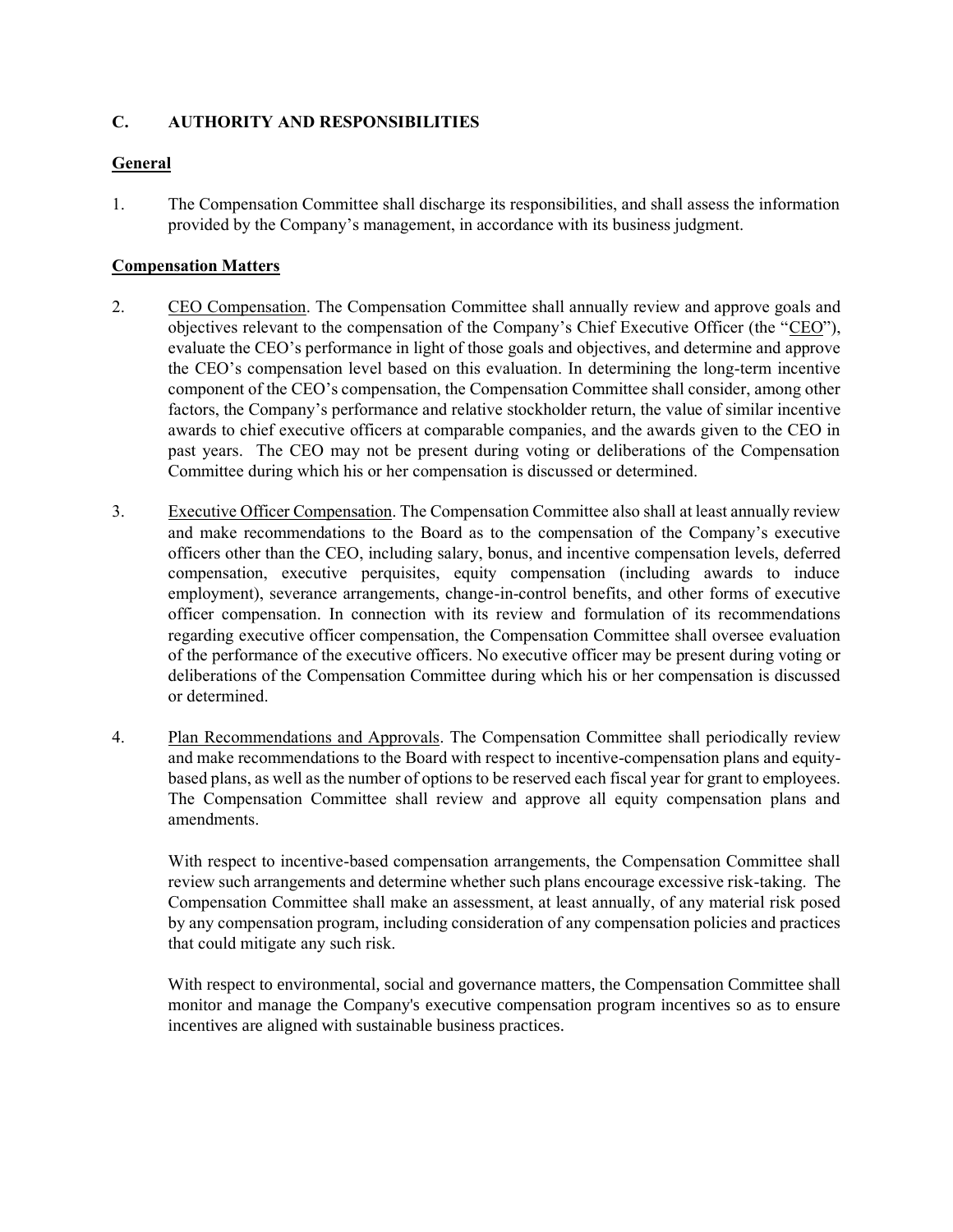## C. AUTHORITY AND RESPONSIBILITIES

### General

1. The Compensation Committee shall discharge its responsibilities, and shall assess the information provided by the Company's management, in accordance with its business judgment.

### Compensation Matters

2. CEO Compensation. The Compensation Committee shall annually review and approve goals and objectives relevant to the compensation of the Company's Chief Executive Officer (the "CEO"), evaluate the CEO's performance in light of those goals and objectives, and determine and approve the CEO's compensation level based on this evaluation. In determining the long-term incentive component of the CEO's compensation, the Compensation Committee shall consider, among other factors, the Company's performance and relative stockholder return, the value of similar incentive awards to chief executive officers at comparable companies, and the awards given to the CEO in past years. The CEO may not be present during voting or deliberations of the Compensation Committee during which his or her compensation is discussed or determined.

3. Executive Officer Compensation. The Compensation Committee also shall at least annually review and make recommendations to the Board as to the compensation of the Company's executive officers other than the CEO, including salary, bonus, and incentive compensation levels, deferred compensation, executive perquisites, equity compensation (including awards to induce employment), severance arrangements, change-in-control benefits, and other forms of executive officer compensation. In connection with its review and formulation of its recommendations regarding executive officer compensation, the Compensation Committee shall oversee evaluation of the performance of the executive officers. No executive officer may be present during voting or deliberations of the Compensation Committee during which his or her compensation is discussed or determined.

4. Plan Recommendations and Approvals. The Compensation Committee shall periodically review and make recommendations to the Board with respect to incentive-compensation plans and equity-based plans, as well as the number of options to be reserved each fiscal year for grant to employees. The Compensation Committee shall review and approve all equity compensation plans and amendments.

   With respect to incentive-based compensation arrangements, the Compensation Committee shall review such arrangements and determine whether such plans encourage excessive risk-taking. The Compensation Committee shall make an assessment, at least annually, of any material risk posed by any compensation program, including consideration of any compensation policies and practices that could mitigate any such risk.

   With respect to environmental, social and governance matters, the Compensation Committee shall monitor and manage the Company's executive compensation program incentives so as to ensure incentives are aligned with sustainable business practices.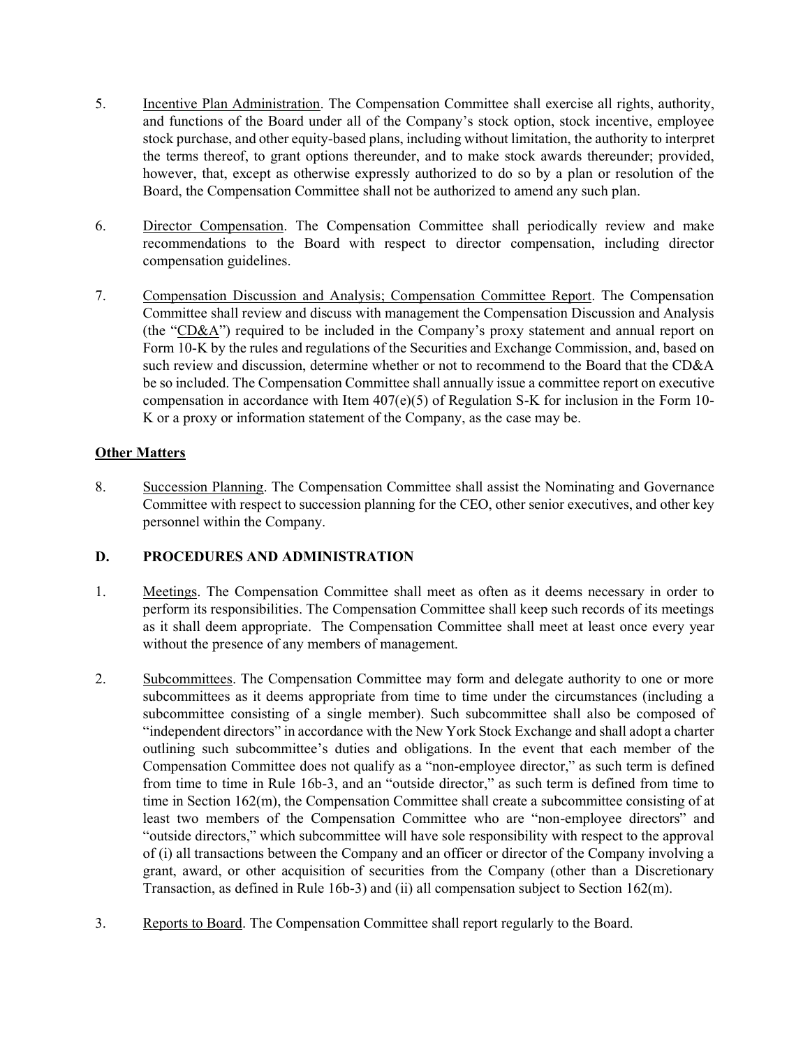5. Incentive Plan Administration. The Compensation Committee shall exercise all rights, authority, and functions of the Board under all of the Company's stock option, stock incentive, employee stock purchase, and other equity-based plans, including without limitation, the authority to interpret the terms thereof, to grant options thereunder, and to make stock awards thereunder; provided, however, that, except as otherwise expressly authorized to do so by a plan or resolution of the Board, the Compensation Committee shall not be authorized to amend any such plan.

6. Director Compensation. The Compensation Committee shall periodically review and make recommendations to the Board with respect to director compensation, including director compensation guidelines.

7. Compensation Discussion and Analysis; Compensation Committee Report. The Compensation Committee shall review and discuss with management the Compensation Discussion and Analysis (the "CD&A") required to be included in the Company's proxy statement and annual report on Form 10-K by the rules and regulations of the Securities and Exchange Commission, and, based on such review and discussion, determine whether or not to recommend to the Board that the CD&A be so included. The Compensation Committee shall annually issue a committee report on executive compensation in accordance with Item 407(e)(5) of Regulation S-K for inclusion in the Form 10-K or a proxy or information statement of the Company, as the case may be.

**Other Matters**

8. Succession Planning. The Compensation Committee shall assist the Nominating and Governance Committee with respect to succession planning for the CEO, other senior executives, and other key personnel within the Company.

## D. PROCEDURES AND ADMINISTRATION

1. Meetings. The Compensation Committee shall meet as often as it deems necessary in order to perform its responsibilities. The Compensation Committee shall keep such records of its meetings as it shall deem appropriate. The Compensation Committee shall meet at least once every year without the presence of any members of management.

2. Subcommittees. The Compensation Committee may form and delegate authority to one or more subcommittees as it deems appropriate from time to time under the circumstances (including a subcommittee consisting of a single member). Such subcommittee shall also be composed of "independent directors" in accordance with the New York Stock Exchange and shall adopt a charter outlining such subcommittee's duties and obligations. In the event that each member of the Compensation Committee does not qualify as a "non-employee director," as such term is defined from time to time in Rule 16b-3, and an "outside director," as such term is defined from time to time in Section 162(m), the Compensation Committee shall create a subcommittee consisting of at least two members of the Compensation Committee who are "non-employee directors" and "outside directors," which subcommittee will have sole responsibility with respect to the approval of (i) all transactions between the Company and an officer or director of the Company involving a grant, award, or other acquisition of securities from the Company (other than a Discretionary Transaction, as defined in Rule 16b-3) and (ii) all compensation subject to Section 162(m).

3. Reports to Board. The Compensation Committee shall report regularly to the Board.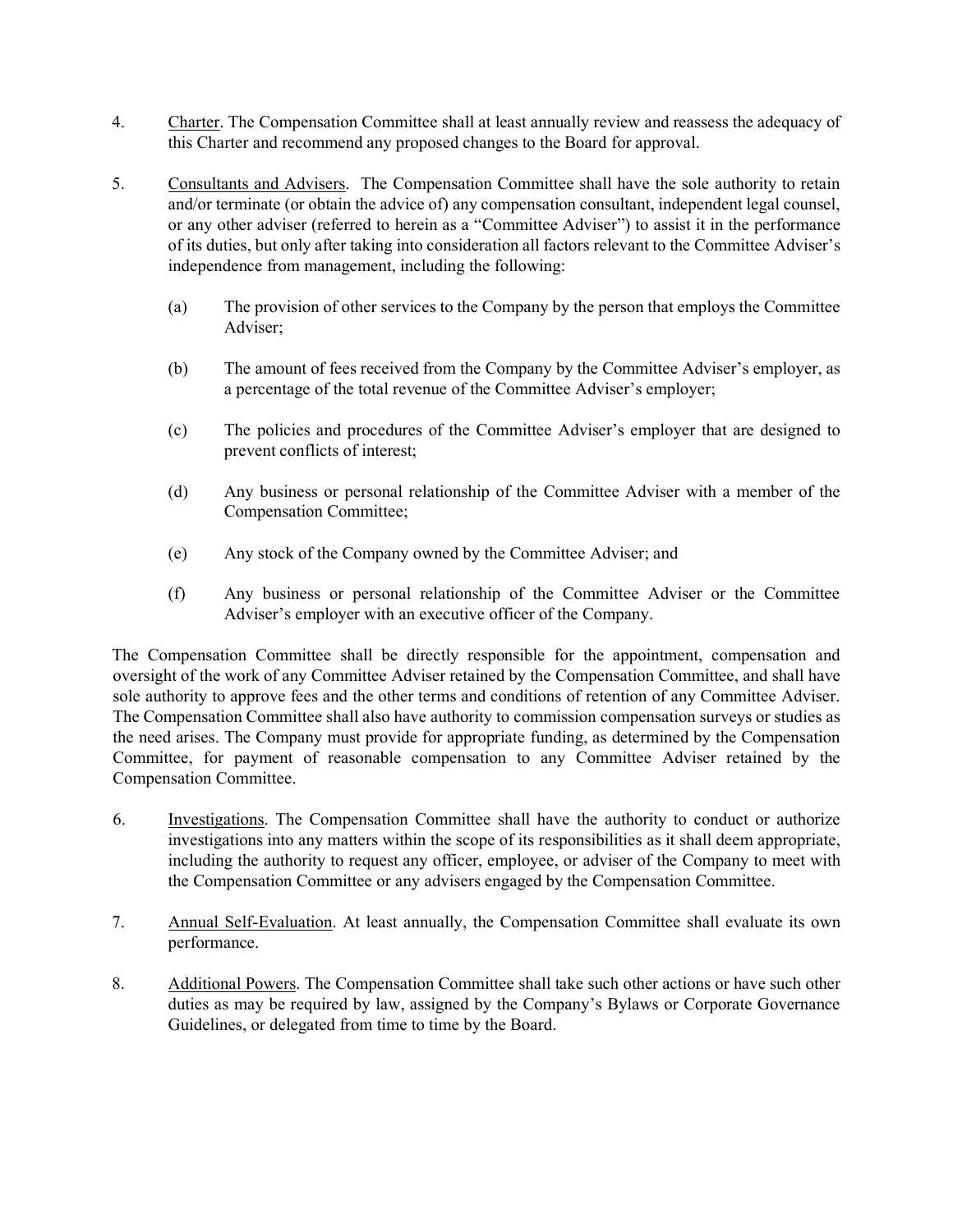4. <u>Charter</u>. The Compensation Committee shall at least annually review and reassess the adequacy of this Charter and recommend any proposed changes to the Board for approval.

5. <u>Consultants and Advisers</u>. The Compensation Committee shall have the sole authority to retain and/or terminate (or obtain the advice of) any compensation consultant, independent legal counsel, or any other adviser (referred to herein as a "Committee Adviser") to assist it in the performance of its duties, but only after taking into consideration all factors relevant to the Committee Adviser's independence from management, including the following:

   (a) The provision of other services to the Company by the person that employs the Committee Adviser;

   (b) The amount of fees received from the Company by the Committee Adviser's employer, as a percentage of the total revenue of the Committee Adviser's employer;

   (c) The policies and procedures of the Committee Adviser's employer that are designed to prevent conflicts of interest;

   (d) Any business or personal relationship of the Committee Adviser with a member of the Compensation Committee;

   (e) Any stock of the Company owned by the Committee Adviser; and

   (f) Any business or personal relationship of the Committee Adviser or the Committee Adviser's employer with an executive officer of the Company.

The Compensation Committee shall be directly responsible for the appointment, compensation and oversight of the work of any Committee Adviser retained by the Compensation Committee, and shall have sole authority to approve fees and the other terms and conditions of retention of any Committee Adviser. The Compensation Committee shall also have authority to commission compensation surveys or studies as the need arises. The Company must provide for appropriate funding, as determined by the Compensation Committee, for payment of reasonable compensation to any Committee Adviser retained by the Compensation Committee.

6. <u>Investigations</u>. The Compensation Committee shall have the authority to conduct or authorize investigations into any matters within the scope of its responsibilities as it shall deem appropriate, including the authority to request any officer, employee, or adviser of the Company to meet with the Compensation Committee or any advisers engaged by the Compensation Committee.

7. <u>Annual Self-Evaluation</u>. At least annually, the Compensation Committee shall evaluate its own performance.

8. <u>Additional Powers</u>. The Compensation Committee shall take such other actions or have such other duties as may be required by law, assigned by the Company's Bylaws or Corporate Governance Guidelines, or delegated from time to time by the Board.